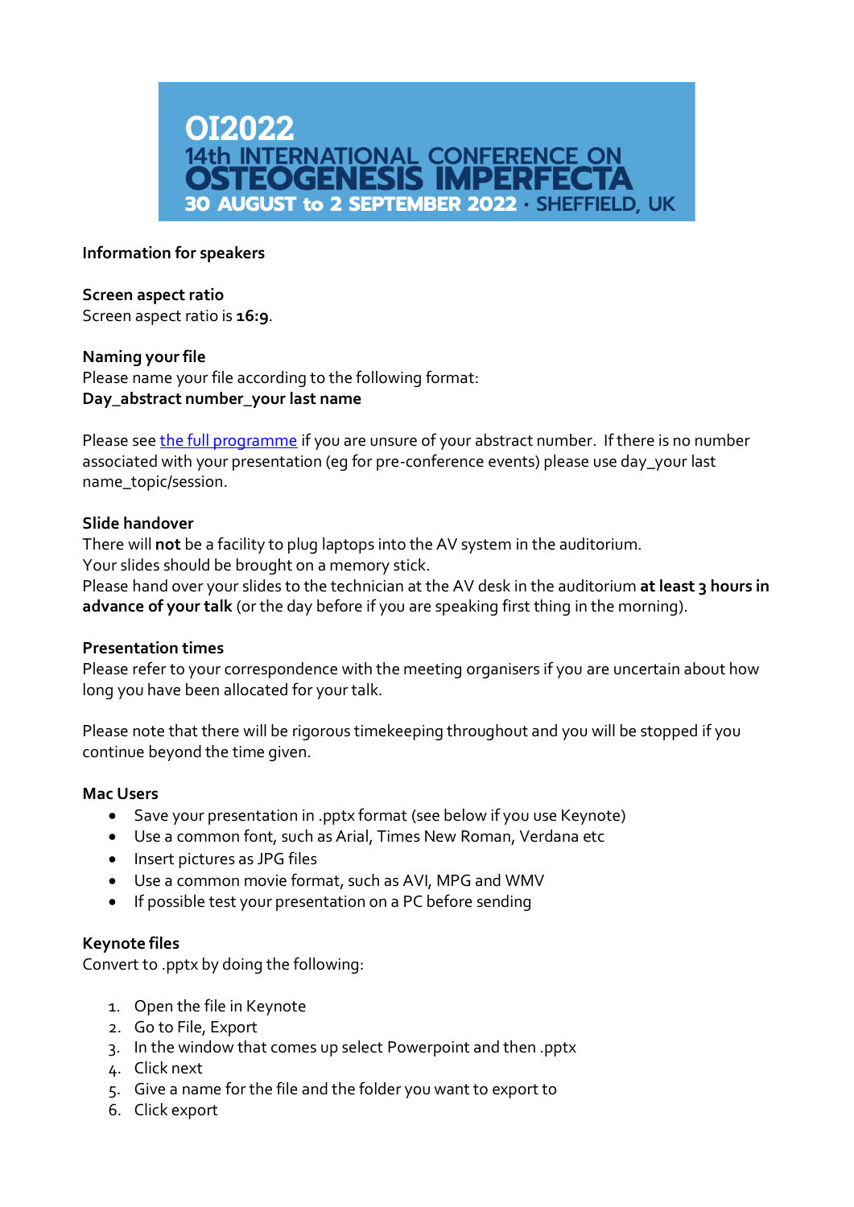# OI2022
## 14th INTERNATIONAL CONFERENCE ON OSTEOGENESIS IMPERFECTA
### 30 AUGUST to 2 SEPTEMBER 2022 · SHEFFIELD, UK

**Information for speakers**

**Screen aspect ratio**
Screen aspect ratio is **16:9**.

**Naming your file**
Please name your file according to the following format:
**Day_abstract number_your last name**

Please see the full programme if you are unsure of your abstract number. If there is no number associated with your presentation (eg for pre-conference events) please use day_your last name_topic/session.

**Slide handover**
There will **not** be a facility to plug laptops into the AV system in the auditorium.
Your slides should be brought on a memory stick.
Please hand over your slides to the technician at the AV desk in the auditorium **at least 3 hours in advance of your talk** (or the day before if you are speaking first thing in the morning).

**Presentation times**
Please refer to your correspondence with the meeting organisers if you are uncertain about how long you have been allocated for your talk.

Please note that there will be rigorous timekeeping throughout and you will be stopped if you continue beyond the time given.

**Mac Users**
- Save your presentation in .pptx format (see below if you use Keynote)
- Use a common font, such as Arial, Times New Roman, Verdana etc
- Insert pictures as JPG files
- Use a common movie format, such as AVI, MPG and WMV
- If possible test your presentation on a PC before sending

**Keynote files**
Convert to .pptx by doing the following:

1. Open the file in Keynote
2. Go to File, Export
3. In the window that comes up select Powerpoint and then .pptx
4. Click next
5. Give a name for the file and the folder you want to export to
6. Click export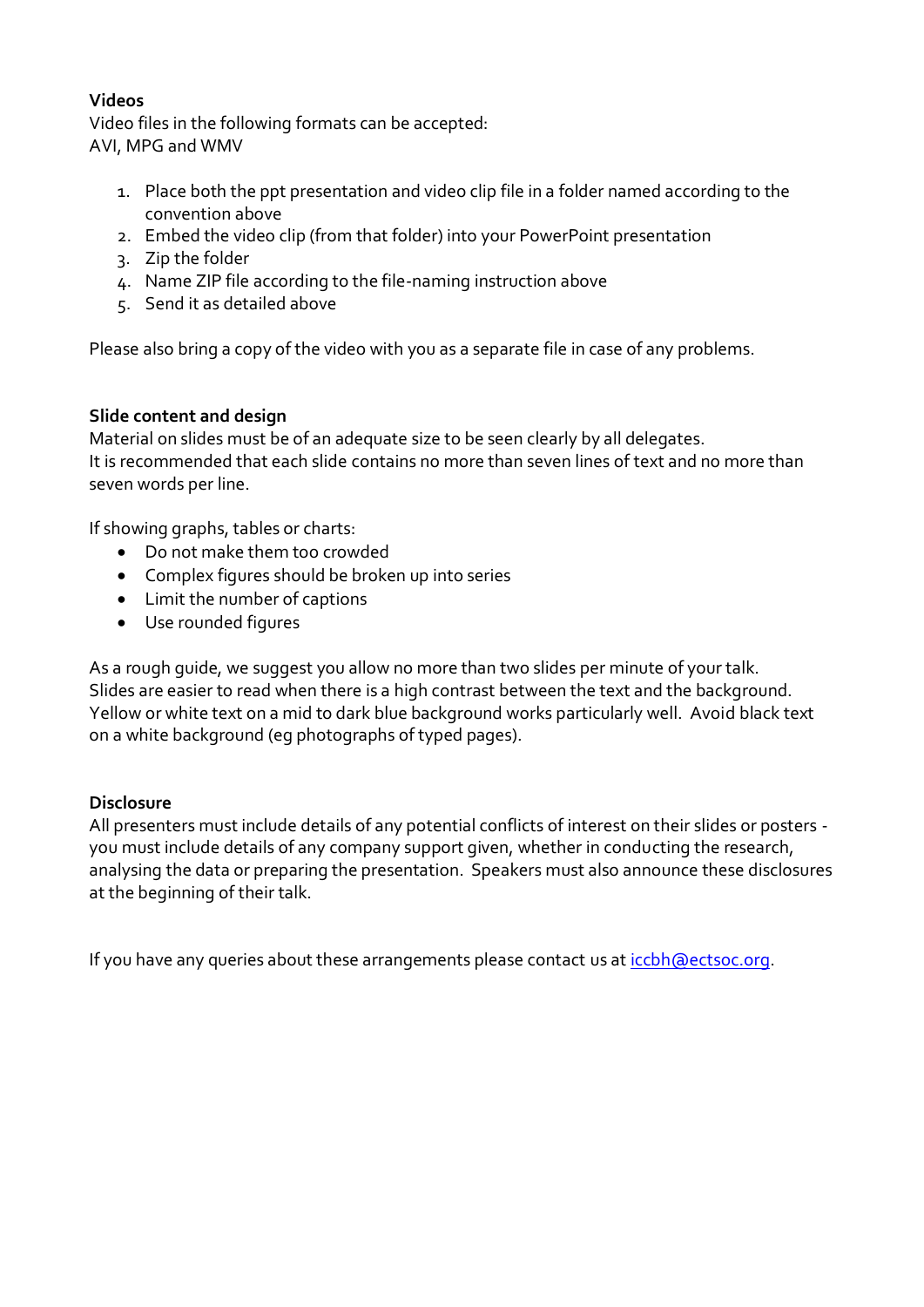**Videos**

Video files in the following formats can be accepted:
AVI, MPG and WMV

1. Place both the ppt presentation and video clip file in a folder named according to the convention above
2. Embed the video clip (from that folder) into your PowerPoint presentation
3. Zip the folder
4. Name ZIP file according to the file-naming instruction above
5. Send it as detailed above

Please also bring a copy of the video with you as a separate file in case of any problems.

**Slide content and design**

Material on slides must be of an adequate size to be seen clearly by all delegates.
It is recommended that each slide contains no more than seven lines of text and no more than seven words per line.

If showing graphs, tables or charts:

- Do not make them too crowded
- Complex figures should be broken up into series
- Limit the number of captions
- Use rounded figures

As a rough guide, we suggest you allow no more than two slides per minute of your talk.
Slides are easier to read when there is a high contrast between the text and the background.
Yellow or white text on a mid to dark blue background works particularly well. Avoid black text on a white background (eg photographs of typed pages).

**Disclosure**

All presenters must include details of any potential conflicts of interest on their slides or posters - you must include details of any company support given, whether in conducting the research, analysing the data or preparing the presentation. Speakers must also announce these disclosures at the beginning of their talk.

If you have any queries about these arrangements please contact us at iccbh@ectsoc.org.